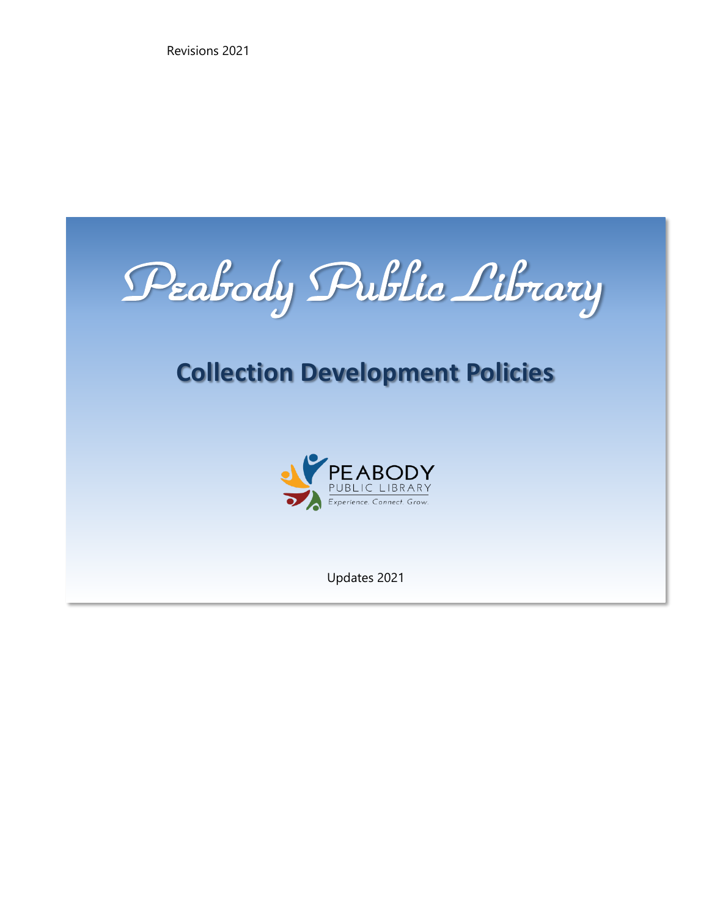Revisions 2021

# Peabody Public Library

## Collection Development Policies

PEABODY
PUBLIC LIBRARY
Experience. Connect. Grow.

Updates 2021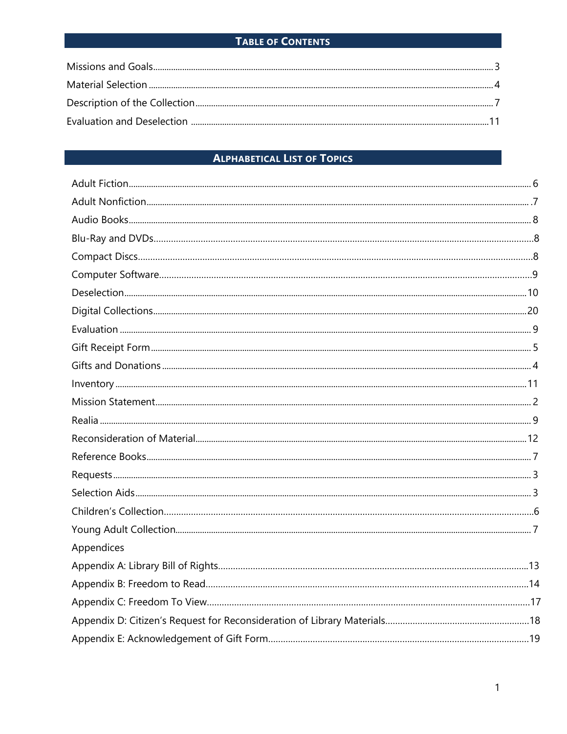## Table of Contents

Missions and Goals .......... 3
Material Selection .......... 4
Description of the Collection .......... 7
Evaluation and Deselection .......... 11

## Alphabetical List of Topics

Adult Fiction .......... 6
Adult Nonfiction .......... .7
Audio Books .......... 8
Blu-Ray and DVDs .......... 8
Compact Discs .......... 8
Computer Software .......... 9
Deselection .......... 10
Digital Collections .......... 20
Evaluation .......... 9
Gift Receipt Form .......... 5
Gifts and Donations .......... 4
Inventory .......... 11
Mission Statement .......... 2
Realia .......... 9
Reconsideration of Material .......... 12
Reference Books .......... 7
Requests .......... 3
Selection Aids .......... 3
Children's Collection .......... 6
Young Adult Collection .......... 7
Appendices
Appendix A: Library Bill of Rights .......... 13
Appendix B: Freedom to Read .......... 14
Appendix C: Freedom To View .......... 17
Appendix D: Citizen's Request for Reconsideration of Library Materials .......... 18
Appendix E: Acknowledgement of Gift Form .......... 19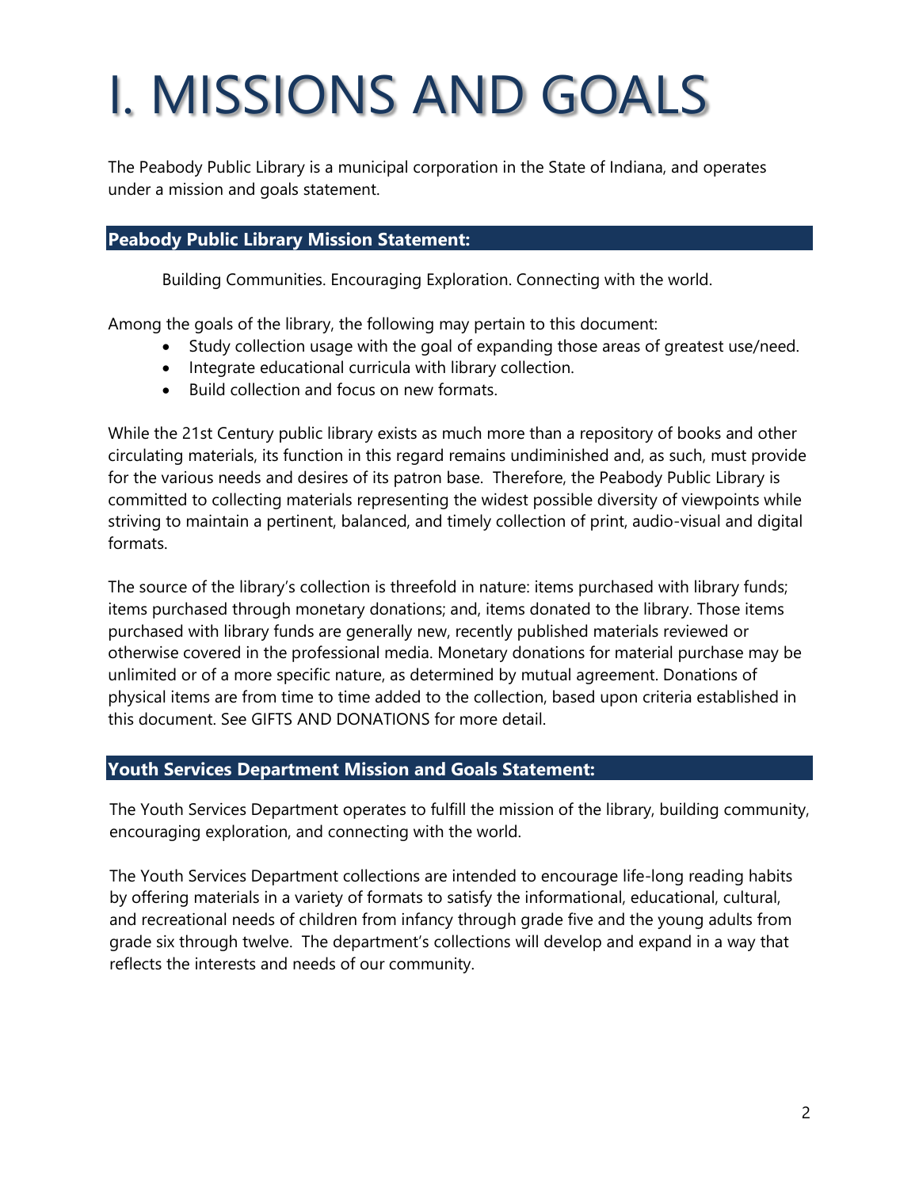# I. MISSIONS AND GOALS

The Peabody Public Library is a municipal corporation in the State of Indiana, and operates under a mission and goals statement.

## Peabody Public Library Mission Statement:

Building Communities. Encouraging Exploration. Connecting with the world.

Among the goals of the library, the following may pertain to this document:

- Study collection usage with the goal of expanding those areas of greatest use/need.
- Integrate educational curricula with library collection.
- Build collection and focus on new formats.

While the 21st Century public library exists as much more than a repository of books and other circulating materials, its function in this regard remains undiminished and, as such, must provide for the various needs and desires of its patron base. Therefore, the Peabody Public Library is committed to collecting materials representing the widest possible diversity of viewpoints while striving to maintain a pertinent, balanced, and timely collection of print, audio-visual and digital formats.

The source of the library's collection is threefold in nature: items purchased with library funds; items purchased through monetary donations; and, items donated to the library. Those items purchased with library funds are generally new, recently published materials reviewed or otherwise covered in the professional media. Monetary donations for material purchase may be unlimited or of a more specific nature, as determined by mutual agreement. Donations of physical items are from time to time added to the collection, based upon criteria established in this document. See GIFTS AND DONATIONS for more detail.

## Youth Services Department Mission and Goals Statement:

The Youth Services Department operates to fulfill the mission of the library, building community, encouraging exploration, and connecting with the world.

The Youth Services Department collections are intended to encourage life-long reading habits by offering materials in a variety of formats to satisfy the informational, educational, cultural, and recreational needs of children from infancy through grade five and the young adults from grade six through twelve. The department's collections will develop and expand in a way that reflects the interests and needs of our community.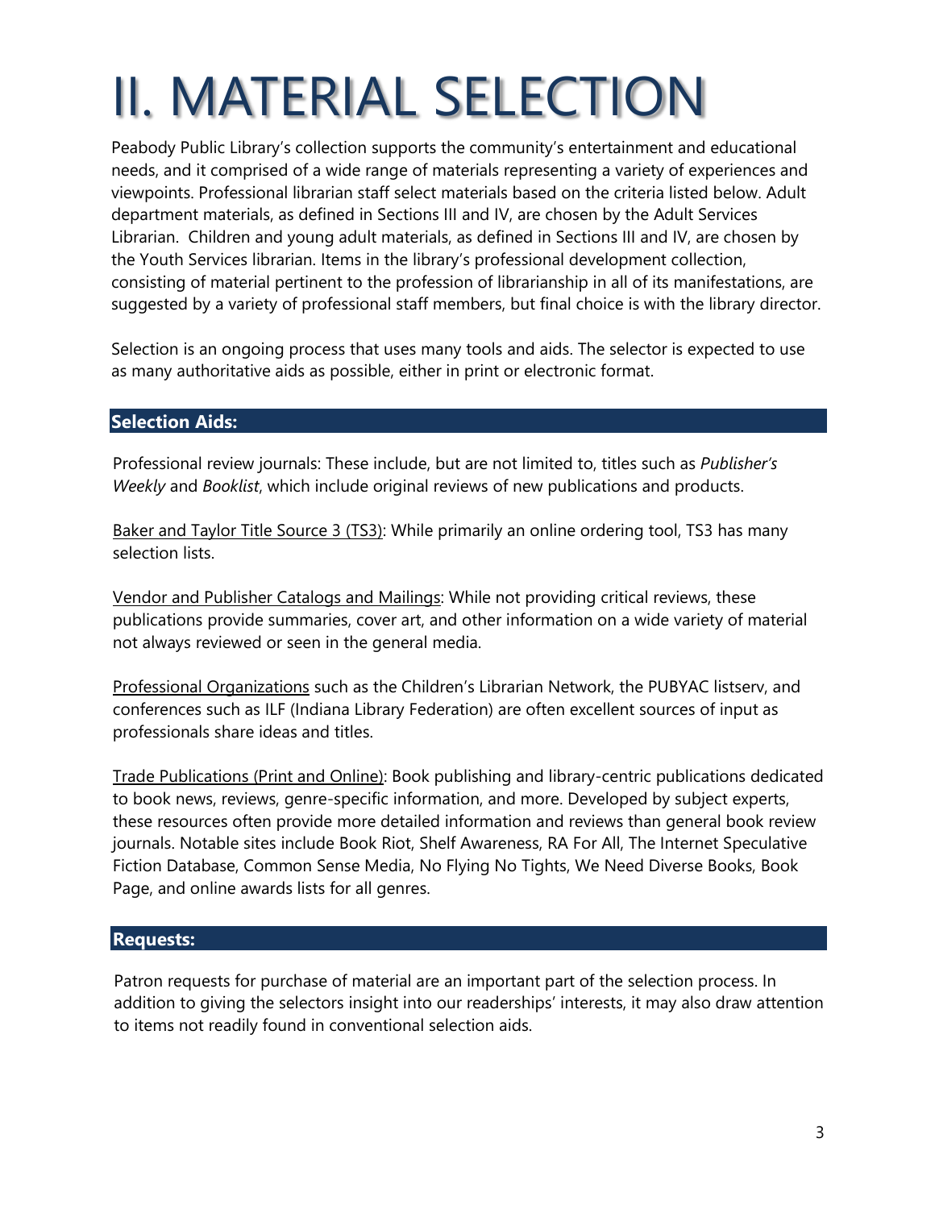# II. MATERIAL SELECTION

Peabody Public Library's collection supports the community's entertainment and educational needs, and it comprised of a wide range of materials representing a variety of experiences and viewpoints. Professional librarian staff select materials based on the criteria listed below. Adult department materials, as defined in Sections III and IV, are chosen by the Adult Services Librarian. Children and young adult materials, as defined in Sections III and IV, are chosen by the Youth Services librarian. Items in the library's professional development collection, consisting of material pertinent to the profession of librarianship in all of its manifestations, are suggested by a variety of professional staff members, but final choice is with the library director.

Selection is an ongoing process that uses many tools and aids. The selector is expected to use as many authoritative aids as possible, either in print or electronic format.

## Selection Aids:

Professional review journals: These include, but are not limited to, titles such as *Publisher's Weekly* and *Booklist*, which include original reviews of new publications and products.

Baker and Taylor Title Source 3 (TS3): While primarily an online ordering tool, TS3 has many selection lists.

Vendor and Publisher Catalogs and Mailings: While not providing critical reviews, these publications provide summaries, cover art, and other information on a wide variety of material not always reviewed or seen in the general media.

Professional Organizations such as the Children's Librarian Network, the PUBYAC listserv, and conferences such as ILF (Indiana Library Federation) are often excellent sources of input as professionals share ideas and titles.

Trade Publications (Print and Online): Book publishing and library-centric publications dedicated to book news, reviews, genre-specific information, and more. Developed by subject experts, these resources often provide more detailed information and reviews than general book review journals. Notable sites include Book Riot, Shelf Awareness, RA For All, The Internet Speculative Fiction Database, Common Sense Media, No Flying No Tights, We Need Diverse Books, Book Page, and online awards lists for all genres.

## Requests:

Patron requests for purchase of material are an important part of the selection process. In addition to giving the selectors insight into our readerships' interests, it may also draw attention to items not readily found in conventional selection aids.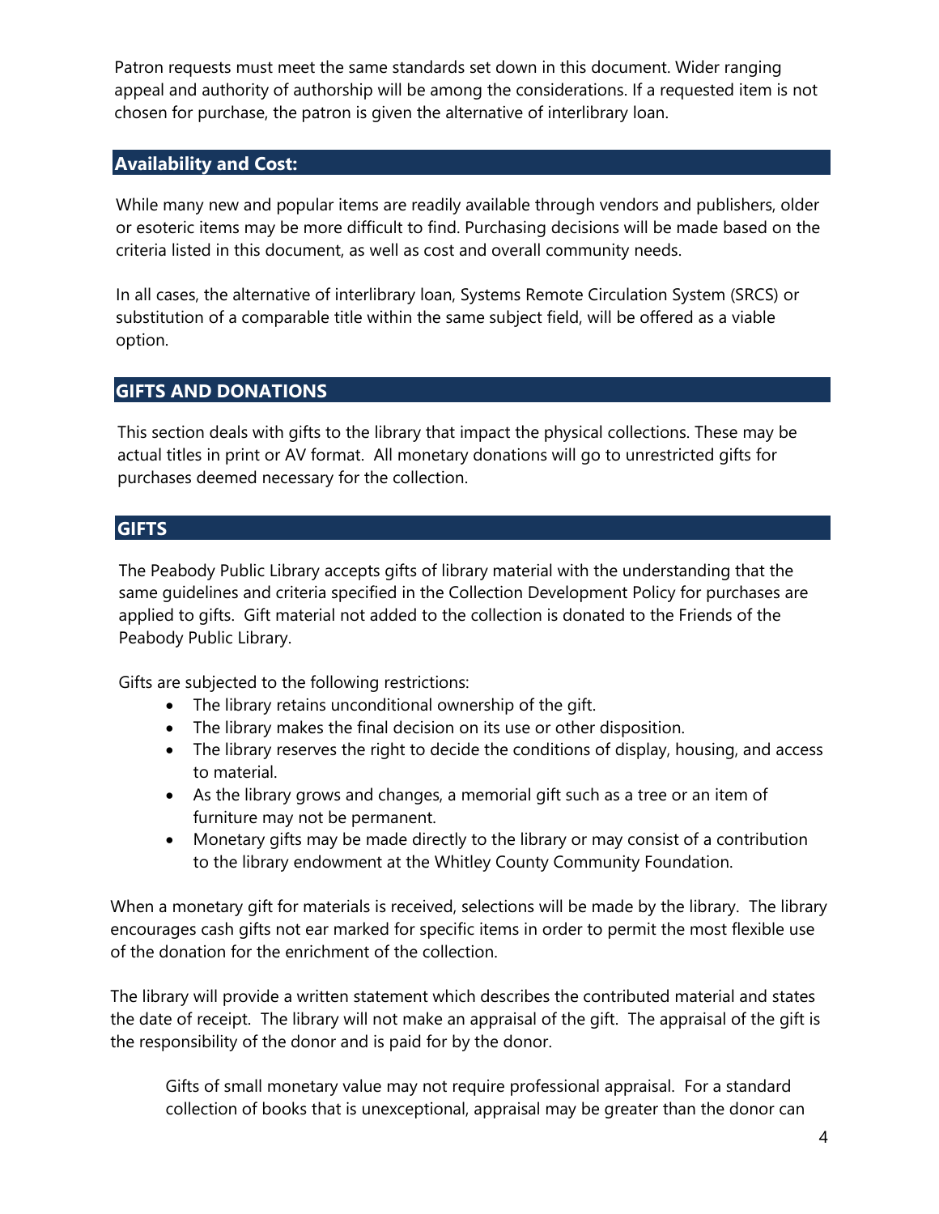Patron requests must meet the same standards set down in this document. Wider ranging appeal and authority of authorship will be among the considerations. If a requested item is not chosen for purchase, the patron is given the alternative of interlibrary loan.

## Availability and Cost:

While many new and popular items are readily available through vendors and publishers, older or esoteric items may be more difficult to find. Purchasing decisions will be made based on the criteria listed in this document, as well as cost and overall community needs.

In all cases, the alternative of interlibrary loan, Systems Remote Circulation System (SRCS) or substitution of a comparable title within the same subject field, will be offered as a viable option.

## GIFTS AND DONATIONS

This section deals with gifts to the library that impact the physical collections. These may be actual titles in print or AV format. All monetary donations will go to unrestricted gifts for purchases deemed necessary for the collection.

## GIFTS

The Peabody Public Library accepts gifts of library material with the understanding that the same guidelines and criteria specified in the Collection Development Policy for purchases are applied to gifts. Gift material not added to the collection is donated to the Friends of the Peabody Public Library.

Gifts are subjected to the following restrictions:

- The library retains unconditional ownership of the gift.
- The library makes the final decision on its use or other disposition.
- The library reserves the right to decide the conditions of display, housing, and access to material.
- As the library grows and changes, a memorial gift such as a tree or an item of furniture may not be permanent.
- Monetary gifts may be made directly to the library or may consist of a contribution to the library endowment at the Whitley County Community Foundation.

When a monetary gift for materials is received, selections will be made by the library. The library encourages cash gifts not ear marked for specific items in order to permit the most flexible use of the donation for the enrichment of the collection.

The library will provide a written statement which describes the contributed material and states the date of receipt. The library will not make an appraisal of the gift. The appraisal of the gift is the responsibility of the donor and is paid for by the donor.

> Gifts of small monetary value may not require professional appraisal. For a standard collection of books that is unexceptional, appraisal may be greater than the donor can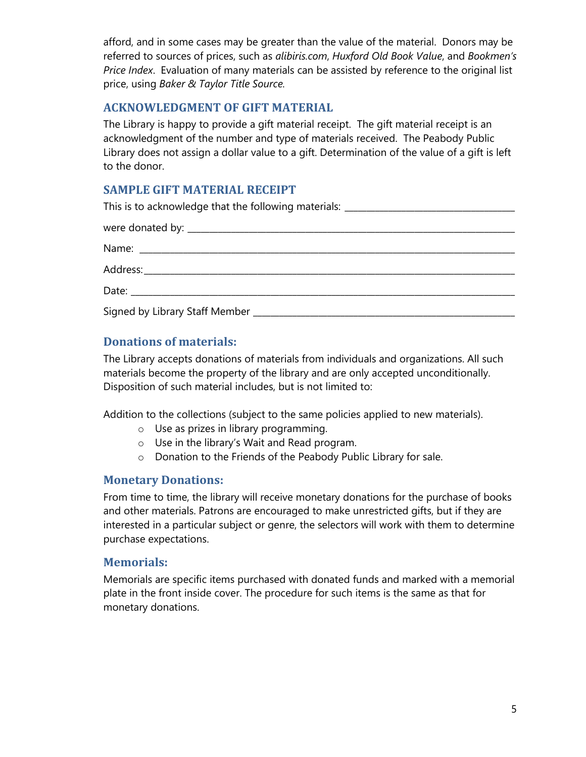afford, and in some cases may be greater than the value of the material.  Donors may be referred to sources of prices, such as *alibiris.com*, *Huxford Old Book Value*, and *Bookmen's Price Index*.  Evaluation of many materials can be assisted by reference to the original list price, using *Baker & Taylor Title Source*.

### ACKNOWLEDGMENT OF GIFT MATERIAL

The Library is happy to provide a gift material receipt.  The gift material receipt is an acknowledgment of the number and type of materials received.  The Peabody Public Library does not assign a dollar value to a gift. Determination of the value of a gift is left to the donor.

### SAMPLE GIFT MATERIAL RECEIPT

This is to acknowledge that the following materials: ___________________________________

were donated by: _____________________________________________________________________

Name: ________________________________________________________________________________

Address:______________________________________________________________________________

Date: ________________________________________________________________________________

Signed by Library Staff Member ______________________________________________________

## Donations of materials:

The Library accepts donations of materials from individuals and organizations. All such materials become the property of the library and are only accepted unconditionally. Disposition of such material includes, but is not limited to:

Addition to the collections (subject to the same policies applied to new materials).

- Use as prizes in library programming.
- Use in the library's Wait and Read program.
- Donation to the Friends of the Peabody Public Library for sale.

## Monetary Donations:

From time to time, the library will receive monetary donations for the purchase of books and other materials. Patrons are encouraged to make unrestricted gifts, but if they are interested in a particular subject or genre, the selectors will work with them to determine purchase expectations.

## Memorials:

Memorials are specific items purchased with donated funds and marked with a memorial plate in the front inside cover. The procedure for such items is the same as that for monetary donations.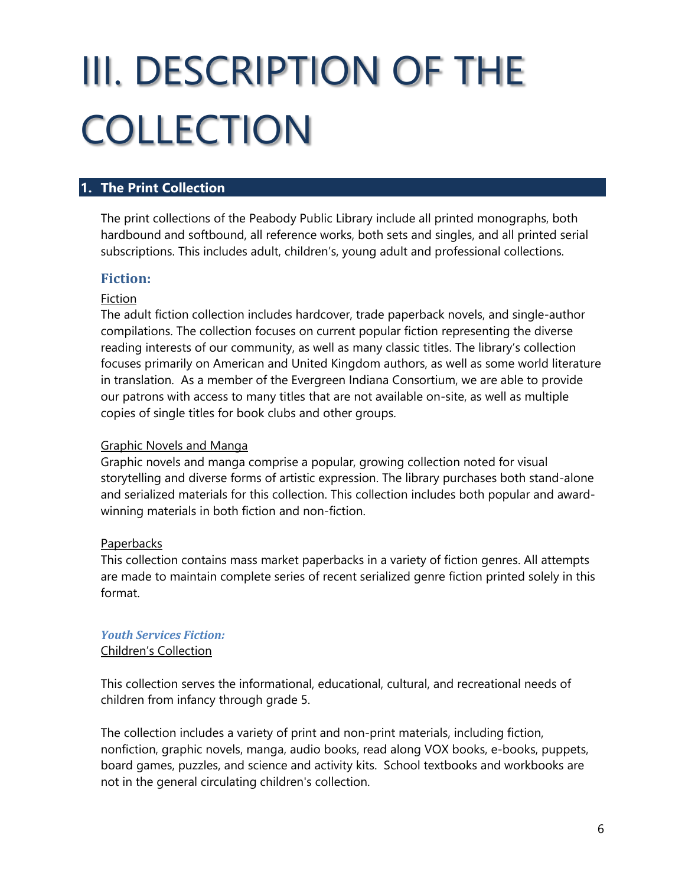# III. DESCRIPTION OF THE COLLECTION

## 1. The Print Collection

The print collections of the Peabody Public Library include all printed monographs, both hardbound and softbound, all reference works, both sets and singles, and all printed serial subscriptions. This includes adult, children's, young adult and professional collections.

### Fiction:

Fiction

The adult fiction collection includes hardcover, trade paperback novels, and single-author compilations. The collection focuses on current popular fiction representing the diverse reading interests of our community, as well as many classic titles. The library's collection focuses primarily on American and United Kingdom authors, as well as some world literature in translation. As a member of the Evergreen Indiana Consortium, we are able to provide our patrons with access to many titles that are not available on-site, as well as multiple copies of single titles for book clubs and other groups.

Graphic Novels and Manga

Graphic novels and manga comprise a popular, growing collection noted for visual storytelling and diverse forms of artistic expression. The library purchases both stand-alone and serialized materials for this collection. This collection includes both popular and award-winning materials in both fiction and non-fiction.

Paperbacks

This collection contains mass market paperbacks in a variety of fiction genres. All attempts are made to maintain complete series of recent serialized genre fiction printed solely in this format.

#### *Youth Services Fiction:*

Children's Collection

This collection serves the informational, educational, cultural, and recreational needs of children from infancy through grade 5.

The collection includes a variety of print and non-print materials, including fiction, nonfiction, graphic novels, manga, audio books, read along VOX books, e-books, puppets, board games, puzzles, and science and activity kits. School textbooks and workbooks are not in the general circulating children's collection.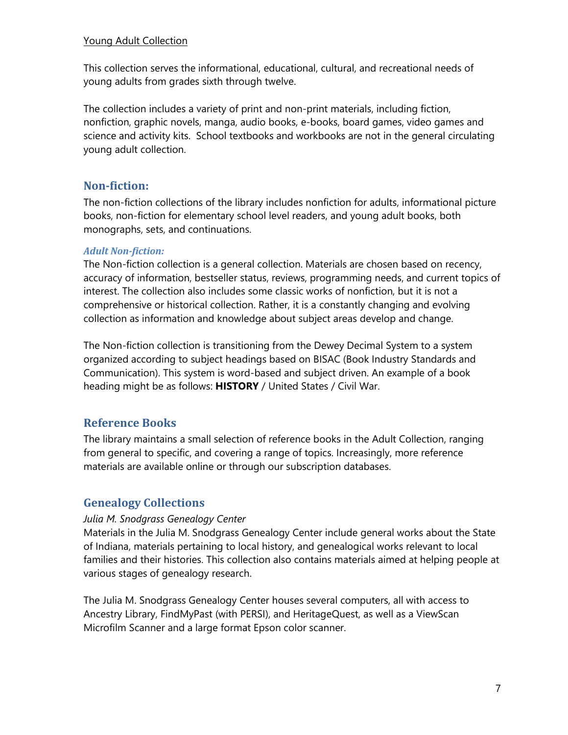Young Adult Collection

This collection serves the informational, educational, cultural, and recreational needs of young adults from grades sixth through twelve.

The collection includes a variety of print and non-print materials, including fiction, nonfiction, graphic novels, manga, audio books, e-books, board games, video games and science and activity kits. School textbooks and workbooks are not in the general circulating young adult collection.

## Non-fiction:

The non-fiction collections of the library includes nonfiction for adults, informational picture books, non-fiction for elementary school level readers, and young adult books, both monographs, sets, and continuations.

### *Adult Non-fiction:*

The Non-fiction collection is a general collection. Materials are chosen based on recency, accuracy of information, bestseller status, reviews, programming needs, and current topics of interest. The collection also includes some classic works of nonfiction, but it is not a comprehensive or historical collection. Rather, it is a constantly changing and evolving collection as information and knowledge about subject areas develop and change.

The Non-fiction collection is transitioning from the Dewey Decimal System to a system organized according to subject headings based on BISAC (Book Industry Standards and Communication). This system is word-based and subject driven. An example of a book heading might be as follows: **HISTORY** / United States / Civil War.

## Reference Books

The library maintains a small selection of reference books in the Adult Collection, ranging from general to specific, and covering a range of topics. Increasingly, more reference materials are available online or through our subscription databases.

## Genealogy Collections

*Julia M. Snodgrass Genealogy Center*

Materials in the Julia M. Snodgrass Genealogy Center include general works about the State of Indiana, materials pertaining to local history, and genealogical works relevant to local families and their histories. This collection also contains materials aimed at helping people at various stages of genealogy research.

The Julia M. Snodgrass Genealogy Center houses several computers, all with access to Ancestry Library, FindMyPast (with PERSI), and HeritageQuest, as well as a ViewScan Microfilm Scanner and a large format Epson color scanner.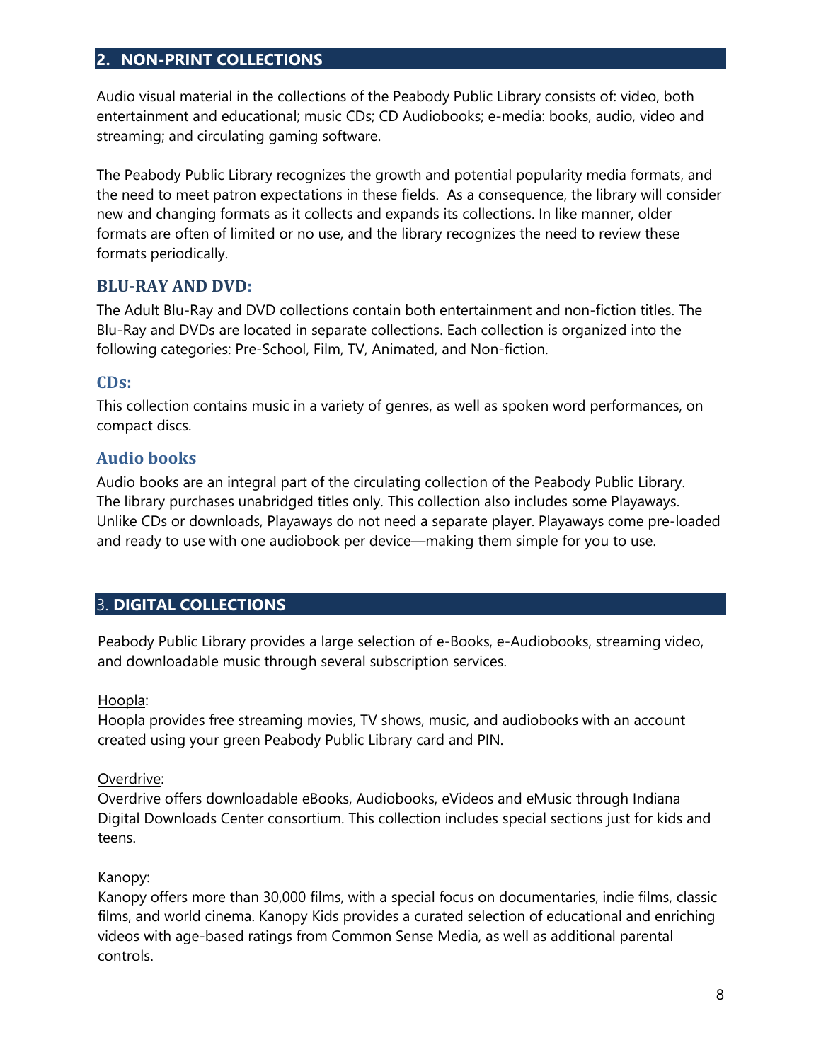## 2. NON-PRINT COLLECTIONS

Audio visual material in the collections of the Peabody Public Library consists of: video, both entertainment and educational; music CDs; CD Audiobooks; e-media: books, audio, video and streaming; and circulating gaming software.

The Peabody Public Library recognizes the growth and potential popularity media formats, and the need to meet patron expectations in these fields. As a consequence, the library will consider new and changing formats as it collects and expands its collections. In like manner, older formats are often of limited or no use, and the library recognizes the need to review these formats periodically.

### BLU-RAY AND DVD:

The Adult Blu-Ray and DVD collections contain both entertainment and non-fiction titles. The Blu-Ray and DVDs are located in separate collections. Each collection is organized into the following categories: Pre-School, Film, TV, Animated, and Non-fiction.

### CDs:

This collection contains music in a variety of genres, as well as spoken word performances, on compact discs.

### Audio books

Audio books are an integral part of the circulating collection of the Peabody Public Library. The library purchases unabridged titles only. This collection also includes some Playaways. Unlike CDs or downloads, Playaways do not need a separate player. Playaways come pre-loaded and ready to use with one audiobook per device—making them simple for you to use.

## 3. DIGITAL COLLECTIONS

Peabody Public Library provides a large selection of e-Books, e-Audiobooks, streaming video, and downloadable music through several subscription services.

Hoopla:
Hoopla provides free streaming movies, TV shows, music, and audiobooks with an account created using your green Peabody Public Library card and PIN.

Overdrive:
Overdrive offers downloadable eBooks, Audiobooks, eVideos and eMusic through Indiana Digital Downloads Center consortium. This collection includes special sections just for kids and teens.

Kanopy:
Kanopy offers more than 30,000 films, with a special focus on documentaries, indie films, classic films, and world cinema. Kanopy Kids provides a curated selection of educational and enriching videos with age-based ratings from Common Sense Media, as well as additional parental controls.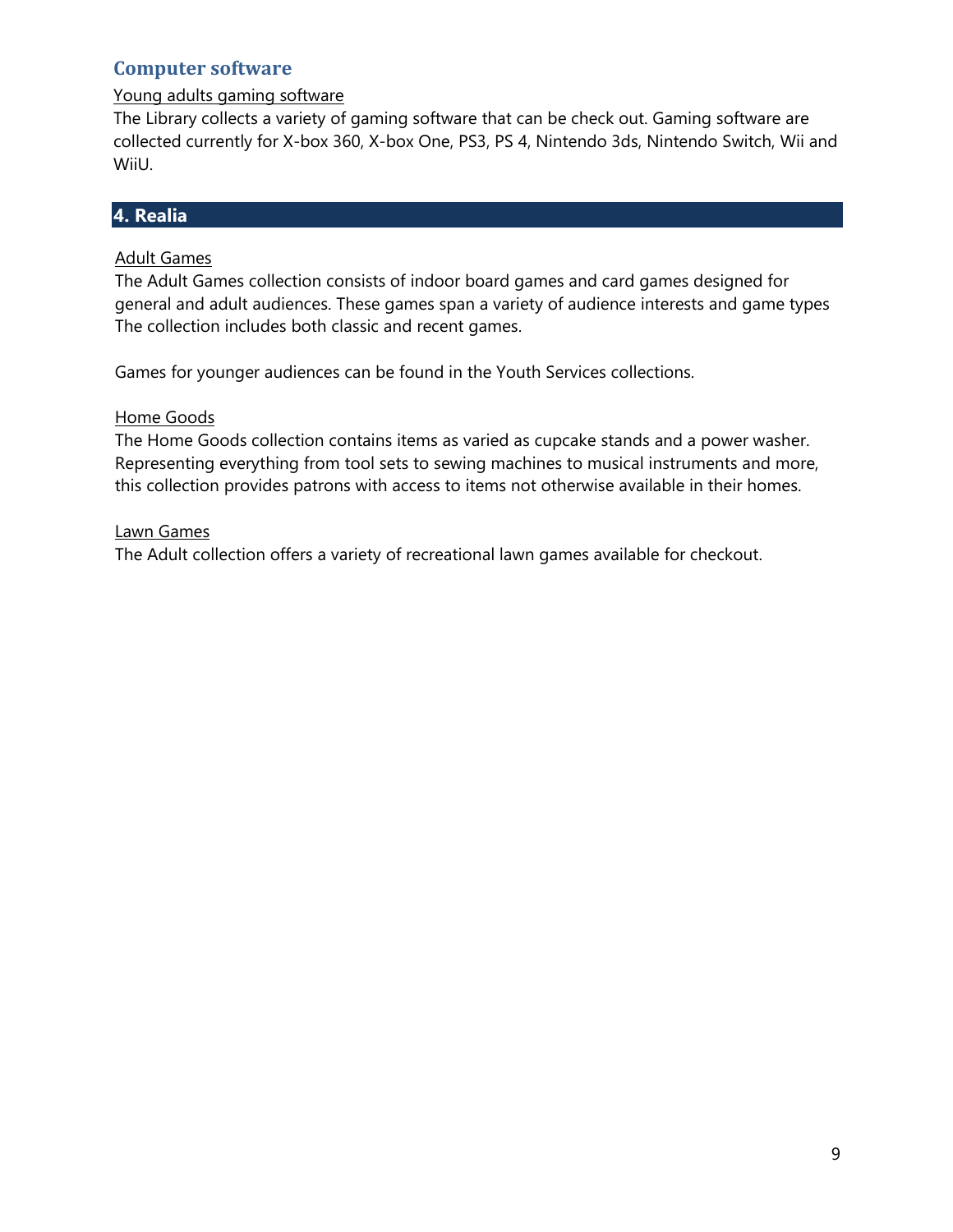### Computer software

Young adults gaming software

The Library collects a variety of gaming software that can be check out. Gaming software are collected currently for X-box 360, X-box One, PS3, PS 4, Nintendo 3ds, Nintendo Switch, Wii and WiiU.

## 4. Realia

Adult Games

The Adult Games collection consists of indoor board games and card games designed for general and adult audiences. These games span a variety of audience interests and game types The collection includes both classic and recent games.

Games for younger audiences can be found in the Youth Services collections.

Home Goods

The Home Goods collection contains items as varied as cupcake stands and a power washer. Representing everything from tool sets to sewing machines to musical instruments and more, this collection provides patrons with access to items not otherwise available in their homes.

Lawn Games

The Adult collection offers a variety of recreational lawn games available for checkout.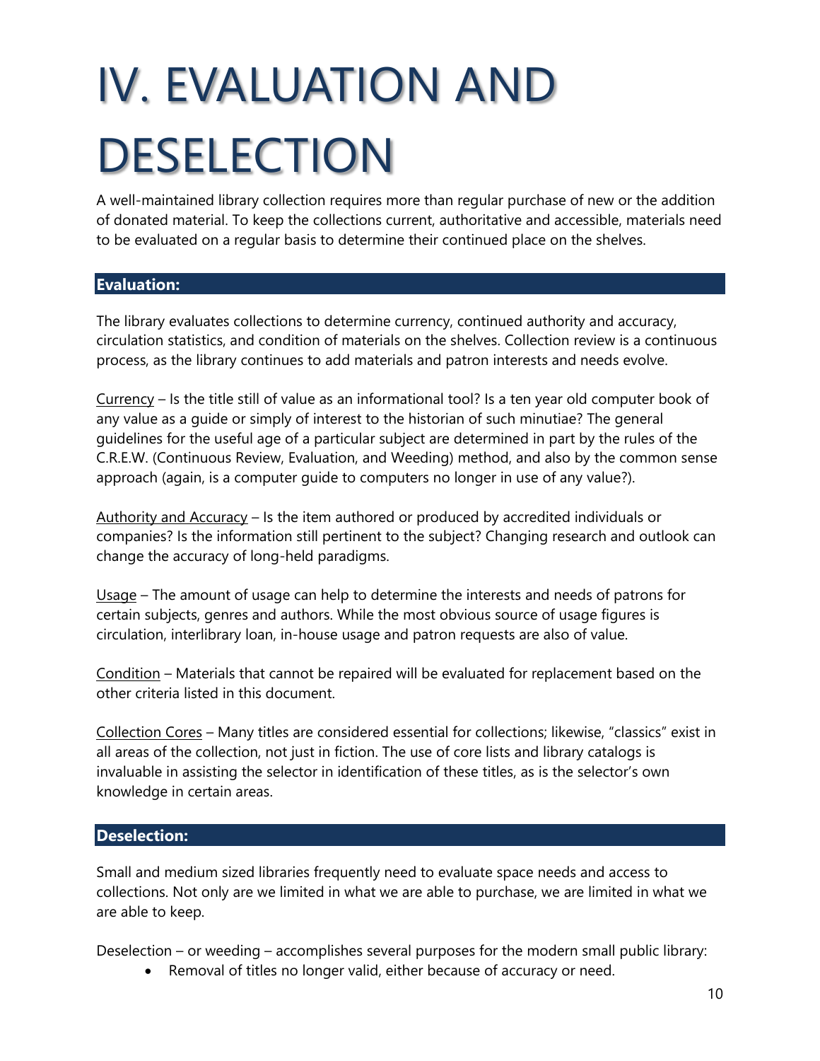# IV. EVALUATION AND DESELECTION

A well-maintained library collection requires more than regular purchase of new or the addition of donated material. To keep the collections current, authoritative and accessible, materials need to be evaluated on a regular basis to determine their continued place on the shelves.

## Evaluation:

The library evaluates collections to determine currency, continued authority and accuracy, circulation statistics, and condition of materials on the shelves. Collection review is a continuous process, as the library continues to add materials and patron interests and needs evolve.

<u>Currency</u> – Is the title still of value as an informational tool? Is a ten year old computer book of any value as a guide or simply of interest to the historian of such minutiae? The general guidelines for the useful age of a particular subject are determined in part by the rules of the C.R.E.W. (Continuous Review, Evaluation, and Weeding) method, and also by the common sense approach (again, is a computer guide to computers no longer in use of any value?).

<u>Authority and Accuracy</u> – Is the item authored or produced by accredited individuals or companies? Is the information still pertinent to the subject? Changing research and outlook can change the accuracy of long-held paradigms.

<u>Usage</u> – The amount of usage can help to determine the interests and needs of patrons for certain subjects, genres and authors. While the most obvious source of usage figures is circulation, interlibrary loan, in-house usage and patron requests are also of value.

<u>Condition</u> – Materials that cannot be repaired will be evaluated for replacement based on the other criteria listed in this document.

<u>Collection Cores</u> – Many titles are considered essential for collections; likewise, "classics" exist in all areas of the collection, not just in fiction. The use of core lists and library catalogs is invaluable in assisting the selector in identification of these titles, as is the selector's own knowledge in certain areas.

## Deselection:

Small and medium sized libraries frequently need to evaluate space needs and access to collections. Not only are we limited in what we are able to purchase, we are limited in what we are able to keep.

Deselection – or weeding – accomplishes several purposes for the modern small public library:

- Removal of titles no longer valid, either because of accuracy or need.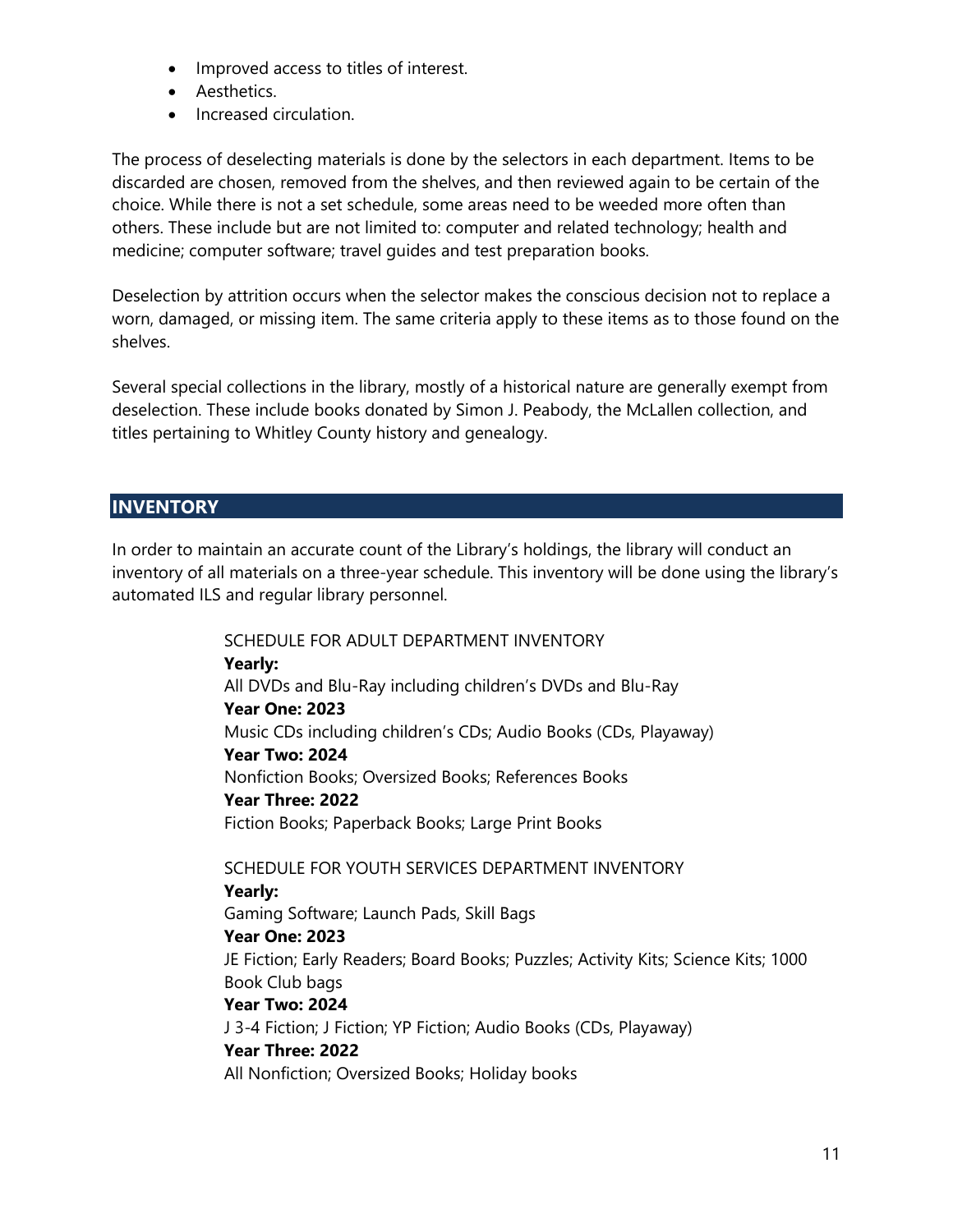- Improved access to titles of interest.
- Aesthetics.
- Increased circulation.

The process of deselecting materials is done by the selectors in each department. Items to be discarded are chosen, removed from the shelves, and then reviewed again to be certain of the choice. While there is not a set schedule, some areas need to be weeded more often than others. These include but are not limited to: computer and related technology; health and medicine; computer software; travel guides and test preparation books.

Deselection by attrition occurs when the selector makes the conscious decision not to replace a worn, damaged, or missing item. The same criteria apply to these items as to those found on the shelves.

Several special collections in the library, mostly of a historical nature are generally exempt from deselection. These include books donated by Simon J. Peabody, the McLallen collection, and titles pertaining to Whitley County history and genealogy.

## INVENTORY

In order to maintain an accurate count of the Library's holdings, the library will conduct an inventory of all materials on a three-year schedule. This inventory will be done using the library's automated ILS and regular library personnel.

SCHEDULE FOR ADULT DEPARTMENT INVENTORY

**Yearly:**
All DVDs and Blu-Ray including children's DVDs and Blu-Ray

**Year One: 2023**
Music CDs including children's CDs; Audio Books (CDs, Playaway)

**Year Two: 2024**
Nonfiction Books; Oversized Books; References Books

**Year Three: 2022**
Fiction Books; Paperback Books; Large Print Books

SCHEDULE FOR YOUTH SERVICES DEPARTMENT INVENTORY

**Yearly:**
Gaming Software; Launch Pads, Skill Bags

**Year One: 2023**
JE Fiction; Early Readers; Board Books; Puzzles; Activity Kits; Science Kits; 1000 Book Club bags

**Year Two: 2024**
J 3-4 Fiction; J Fiction; YP Fiction; Audio Books (CDs, Playaway)

**Year Three: 2022**
All Nonfiction; Oversized Books; Holiday books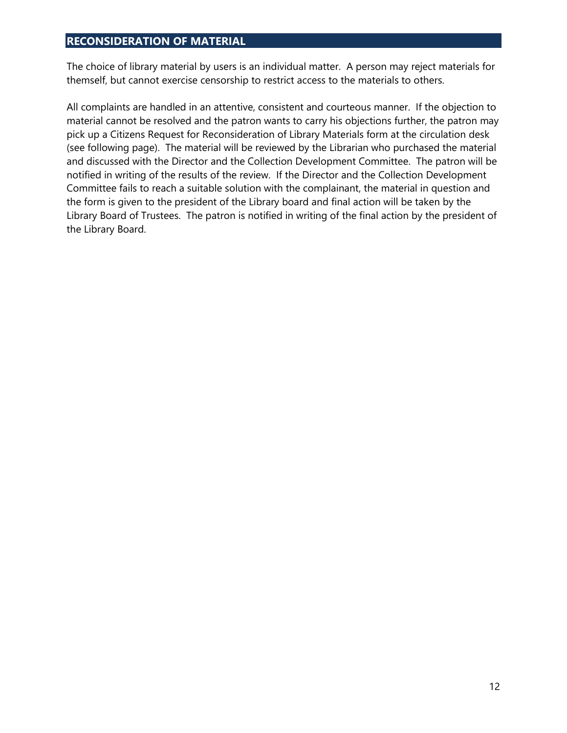## RECONSIDERATION OF MATERIAL

The choice of library material by users is an individual matter. A person may reject materials for themself, but cannot exercise censorship to restrict access to the materials to others.

All complaints are handled in an attentive, consistent and courteous manner. If the objection to material cannot be resolved and the patron wants to carry his objections further, the patron may pick up a Citizens Request for Reconsideration of Library Materials form at the circulation desk (see following page). The material will be reviewed by the Librarian who purchased the material and discussed with the Director and the Collection Development Committee. The patron will be notified in writing of the results of the review. If the Director and the Collection Development Committee fails to reach a suitable solution with the complainant, the material in question and the form is given to the president of the Library board and final action will be taken by the Library Board of Trustees. The patron is notified in writing of the final action by the president of the Library Board.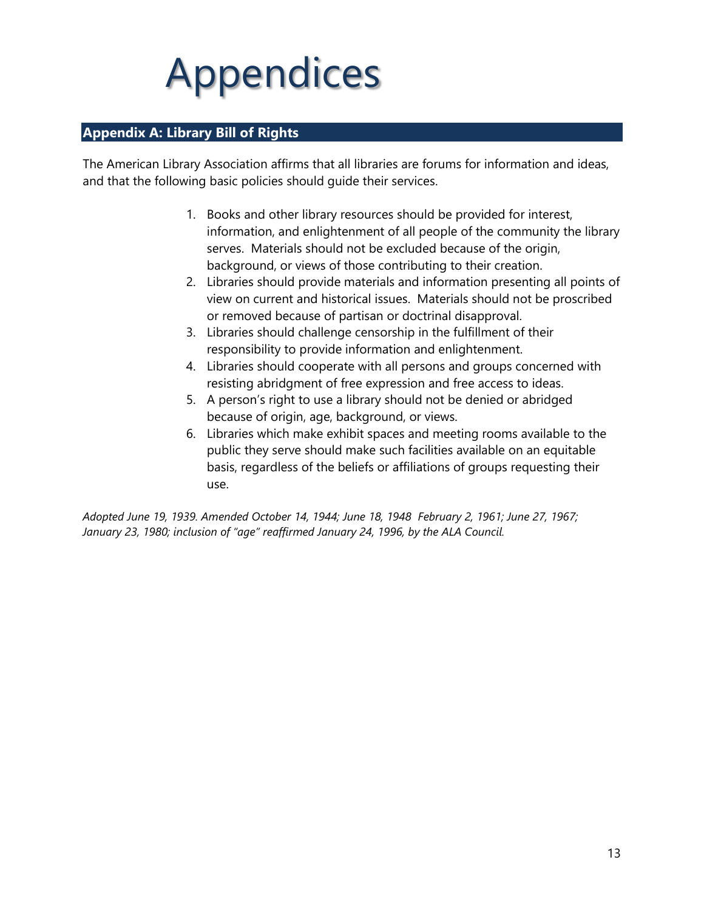# Appendices

## Appendix A: Library Bill of Rights

The American Library Association affirms that all libraries are forums for information and ideas, and that the following basic policies should guide their services.

1. Books and other library resources should be provided for interest, information, and enlightenment of all people of the community the library serves. Materials should not be excluded because of the origin, background, or views of those contributing to their creation.
2. Libraries should provide materials and information presenting all points of view on current and historical issues. Materials should not be proscribed or removed because of partisan or doctrinal disapproval.
3. Libraries should challenge censorship in the fulfillment of their responsibility to provide information and enlightenment.
4. Libraries should cooperate with all persons and groups concerned with resisting abridgment of free expression and free access to ideas.
5. A person's right to use a library should not be denied or abridged because of origin, age, background, or views.
6. Libraries which make exhibit spaces and meeting rooms available to the public they serve should make such facilities available on an equitable basis, regardless of the beliefs or affiliations of groups requesting their use.

*Adopted June 19, 1939. Amended October 14, 1944; June 18, 1948 February 2, 1961; June 27, 1967; January 23, 1980; inclusion of "age" reaffirmed January 24, 1996, by the ALA Council.*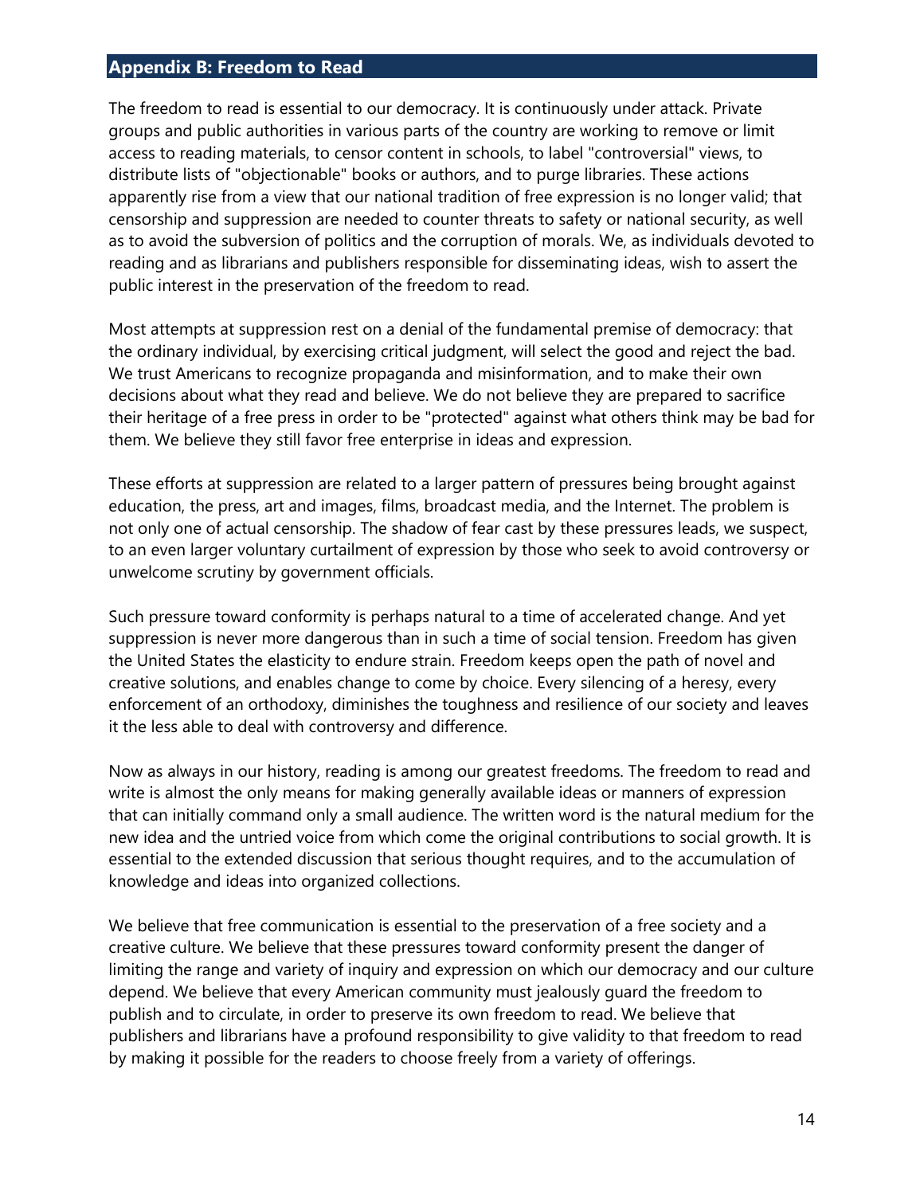## Appendix B: Freedom to Read

The freedom to read is essential to our democracy. It is continuously under attack. Private groups and public authorities in various parts of the country are working to remove or limit access to reading materials, to censor content in schools, to label "controversial" views, to distribute lists of "objectionable" books or authors, and to purge libraries. These actions apparently rise from a view that our national tradition of free expression is no longer valid; that censorship and suppression are needed to counter threats to safety or national security, as well as to avoid the subversion of politics and the corruption of morals. We, as individuals devoted to reading and as librarians and publishers responsible for disseminating ideas, wish to assert the public interest in the preservation of the freedom to read.

Most attempts at suppression rest on a denial of the fundamental premise of democracy: that the ordinary individual, by exercising critical judgment, will select the good and reject the bad. We trust Americans to recognize propaganda and misinformation, and to make their own decisions about what they read and believe. We do not believe they are prepared to sacrifice their heritage of a free press in order to be "protected" against what others think may be bad for them. We believe they still favor free enterprise in ideas and expression.

These efforts at suppression are related to a larger pattern of pressures being brought against education, the press, art and images, films, broadcast media, and the Internet. The problem is not only one of actual censorship. The shadow of fear cast by these pressures leads, we suspect, to an even larger voluntary curtailment of expression by those who seek to avoid controversy or unwelcome scrutiny by government officials.

Such pressure toward conformity is perhaps natural to a time of accelerated change. And yet suppression is never more dangerous than in such a time of social tension. Freedom has given the United States the elasticity to endure strain. Freedom keeps open the path of novel and creative solutions, and enables change to come by choice. Every silencing of a heresy, every enforcement of an orthodoxy, diminishes the toughness and resilience of our society and leaves it the less able to deal with controversy and difference.

Now as always in our history, reading is among our greatest freedoms. The freedom to read and write is almost the only means for making generally available ideas or manners of expression that can initially command only a small audience. The written word is the natural medium for the new idea and the untried voice from which come the original contributions to social growth. It is essential to the extended discussion that serious thought requires, and to the accumulation of knowledge and ideas into organized collections.

We believe that free communication is essential to the preservation of a free society and a creative culture. We believe that these pressures toward conformity present the danger of limiting the range and variety of inquiry and expression on which our democracy and our culture depend. We believe that every American community must jealously guard the freedom to publish and to circulate, in order to preserve its own freedom to read. We believe that publishers and librarians have a profound responsibility to give validity to that freedom to read by making it possible for the readers to choose freely from a variety of offerings.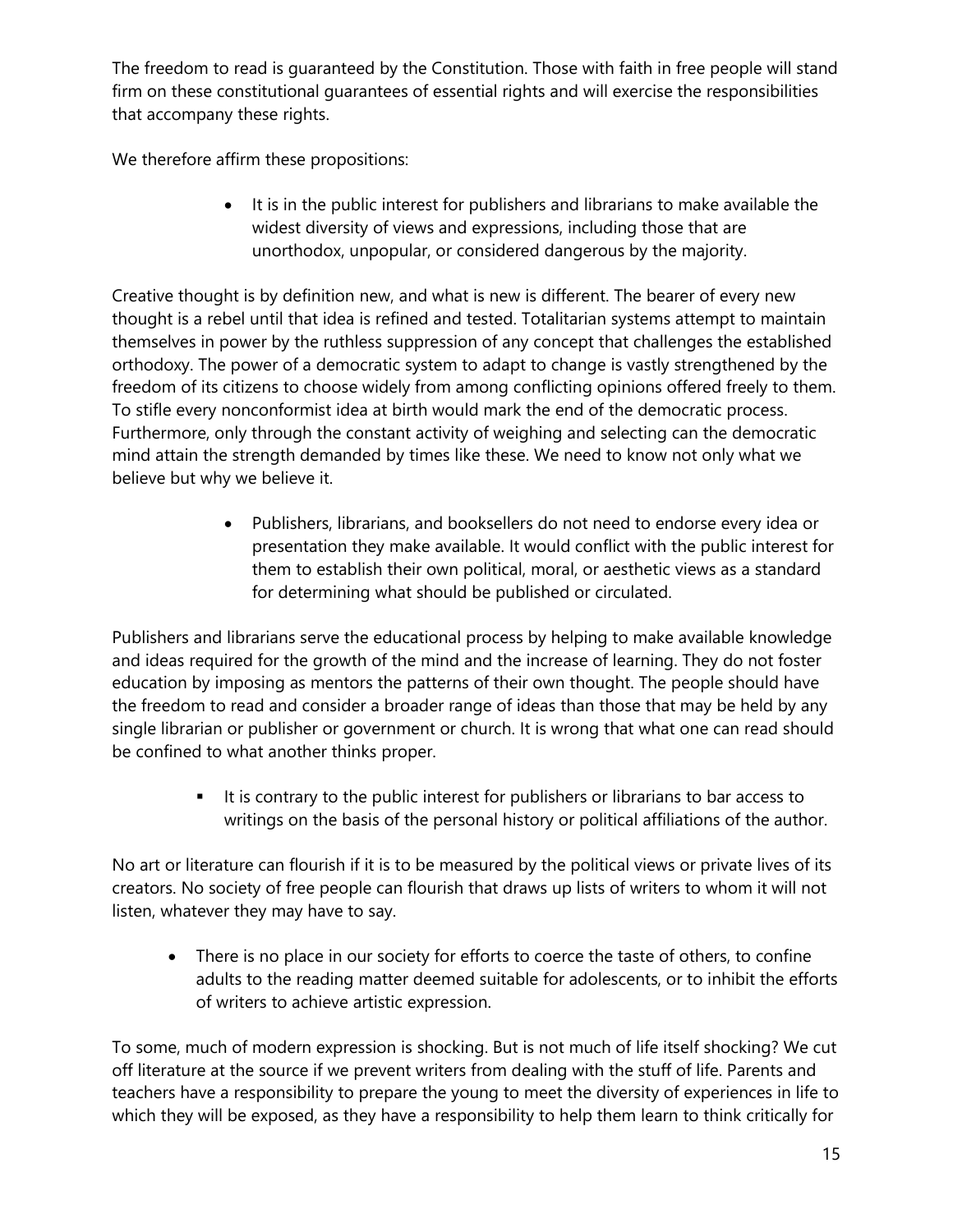The freedom to read is guaranteed by the Constitution. Those with faith in free people will stand firm on these constitutional guarantees of essential rights and will exercise the responsibilities that accompany these rights.

We therefore affirm these propositions:

- It is in the public interest for publishers and librarians to make available the widest diversity of views and expressions, including those that are unorthodox, unpopular, or considered dangerous by the majority.

Creative thought is by definition new, and what is new is different. The bearer of every new thought is a rebel until that idea is refined and tested. Totalitarian systems attempt to maintain themselves in power by the ruthless suppression of any concept that challenges the established orthodoxy. The power of a democratic system to adapt to change is vastly strengthened by the freedom of its citizens to choose widely from among conflicting opinions offered freely to them. To stifle every nonconformist idea at birth would mark the end of the democratic process. Furthermore, only through the constant activity of weighing and selecting can the democratic mind attain the strength demanded by times like these. We need to know not only what we believe but why we believe it.

- Publishers, librarians, and booksellers do not need to endorse every idea or presentation they make available. It would conflict with the public interest for them to establish their own political, moral, or aesthetic views as a standard for determining what should be published or circulated.

Publishers and librarians serve the educational process by helping to make available knowledge and ideas required for the growth of the mind and the increase of learning. They do not foster education by imposing as mentors the patterns of their own thought. The people should have the freedom to read and consider a broader range of ideas than those that may be held by any single librarian or publisher or government or church. It is wrong that what one can read should be confined to what another thinks proper.

- It is contrary to the public interest for publishers or librarians to bar access to writings on the basis of the personal history or political affiliations of the author.

No art or literature can flourish if it is to be measured by the political views or private lives of its creators. No society of free people can flourish that draws up lists of writers to whom it will not listen, whatever they may have to say.

- There is no place in our society for efforts to coerce the taste of others, to confine adults to the reading matter deemed suitable for adolescents, or to inhibit the efforts of writers to achieve artistic expression.

To some, much of modern expression is shocking. But is not much of life itself shocking? We cut off literature at the source if we prevent writers from dealing with the stuff of life. Parents and teachers have a responsibility to prepare the young to meet the diversity of experiences in life to which they will be exposed, as they have a responsibility to help them learn to think critically for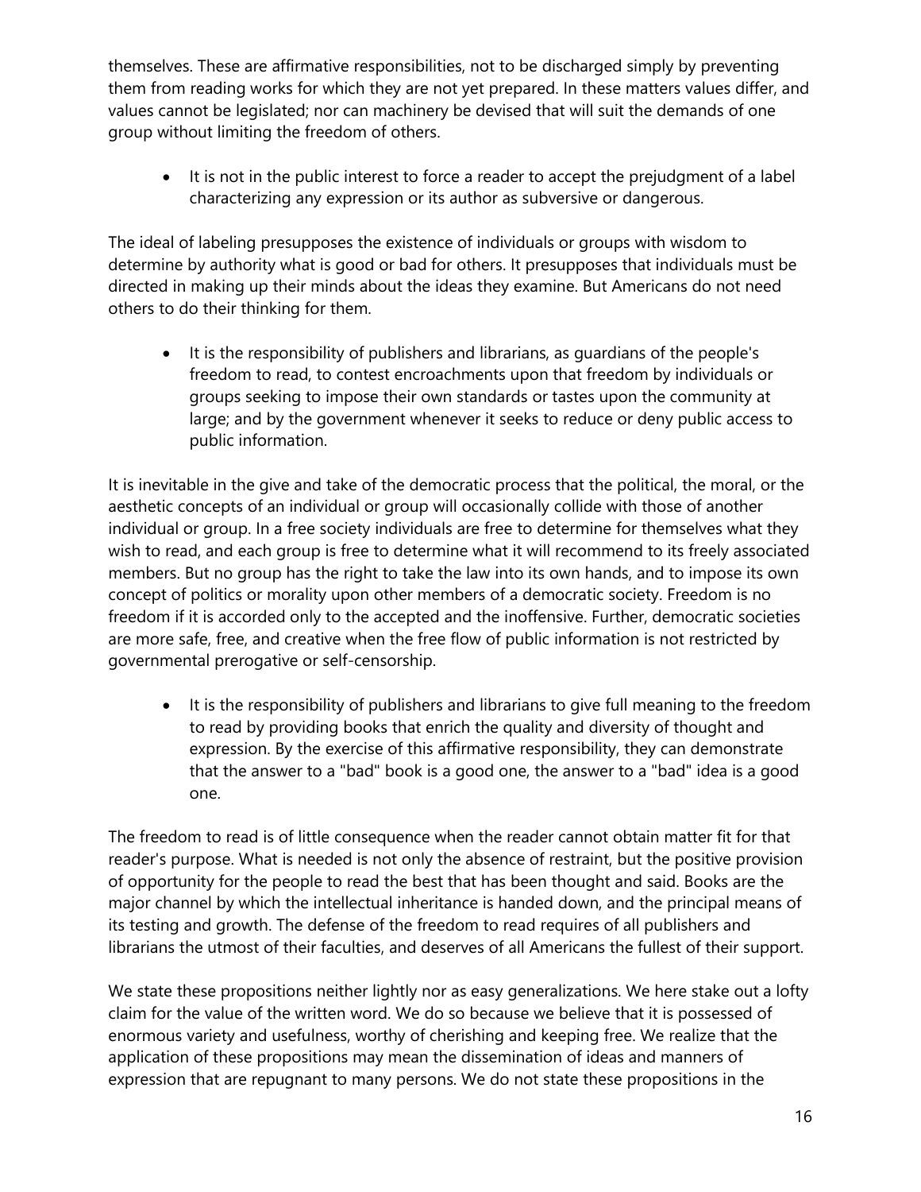themselves. These are affirmative responsibilities, not to be discharged simply by preventing them from reading works for which they are not yet prepared. In these matters values differ, and values cannot be legislated; nor can machinery be devised that will suit the demands of one group without limiting the freedom of others.

- It is not in the public interest to force a reader to accept the prejudgment of a label characterizing any expression or its author as subversive or dangerous.

The ideal of labeling presupposes the existence of individuals or groups with wisdom to determine by authority what is good or bad for others. It presupposes that individuals must be directed in making up their minds about the ideas they examine. But Americans do not need others to do their thinking for them.

- It is the responsibility of publishers and librarians, as guardians of the people's freedom to read, to contest encroachments upon that freedom by individuals or groups seeking to impose their own standards or tastes upon the community at large; and by the government whenever it seeks to reduce or deny public access to public information.

It is inevitable in the give and take of the democratic process that the political, the moral, or the aesthetic concepts of an individual or group will occasionally collide with those of another individual or group. In a free society individuals are free to determine for themselves what they wish to read, and each group is free to determine what it will recommend to its freely associated members. But no group has the right to take the law into its own hands, and to impose its own concept of politics or morality upon other members of a democratic society. Freedom is no freedom if it is accorded only to the accepted and the inoffensive. Further, democratic societies are more safe, free, and creative when the free flow of public information is not restricted by governmental prerogative or self-censorship.

- It is the responsibility of publishers and librarians to give full meaning to the freedom to read by providing books that enrich the quality and diversity of thought and expression. By the exercise of this affirmative responsibility, they can demonstrate that the answer to a "bad" book is a good one, the answer to a "bad" idea is a good one.

The freedom to read is of little consequence when the reader cannot obtain matter fit for that reader's purpose. What is needed is not only the absence of restraint, but the positive provision of opportunity for the people to read the best that has been thought and said. Books are the major channel by which the intellectual inheritance is handed down, and the principal means of its testing and growth. The defense of the freedom to read requires of all publishers and librarians the utmost of their faculties, and deserves of all Americans the fullest of their support.

We state these propositions neither lightly nor as easy generalizations. We here stake out a lofty claim for the value of the written word. We do so because we believe that it is possessed of enormous variety and usefulness, worthy of cherishing and keeping free. We realize that the application of these propositions may mean the dissemination of ideas and manners of expression that are repugnant to many persons. We do not state these propositions in the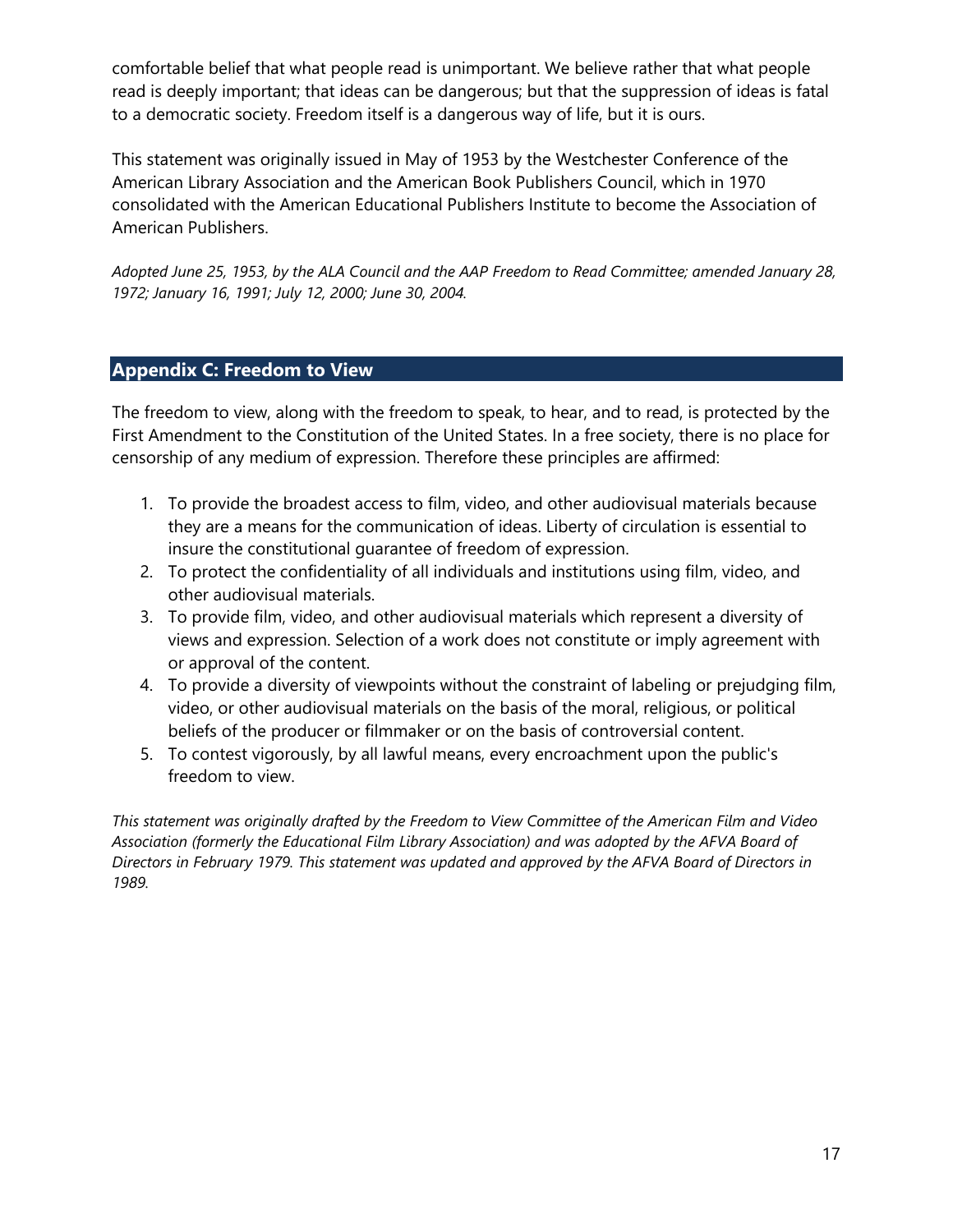comfortable belief that what people read is unimportant. We believe rather that what people read is deeply important; that ideas can be dangerous; but that the suppression of ideas is fatal to a democratic society. Freedom itself is a dangerous way of life, but it is ours.

This statement was originally issued in May of 1953 by the Westchester Conference of the American Library Association and the American Book Publishers Council, which in 1970 consolidated with the American Educational Publishers Institute to become the Association of American Publishers.

*Adopted June 25, 1953, by the ALA Council and the AAP Freedom to Read Committee; amended January 28, 1972; January 16, 1991; July 12, 2000; June 30, 2004.*

## Appendix C: Freedom to View

The freedom to view, along with the freedom to speak, to hear, and to read, is protected by the First Amendment to the Constitution of the United States. In a free society, there is no place for censorship of any medium of expression. Therefore these principles are affirmed:

1. To provide the broadest access to film, video, and other audiovisual materials because they are a means for the communication of ideas. Liberty of circulation is essential to insure the constitutional guarantee of freedom of expression.
2. To protect the confidentiality of all individuals and institutions using film, video, and other audiovisual materials.
3. To provide film, video, and other audiovisual materials which represent a diversity of views and expression. Selection of a work does not constitute or imply agreement with or approval of the content.
4. To provide a diversity of viewpoints without the constraint of labeling or prejudging film, video, or other audiovisual materials on the basis of the moral, religious, or political beliefs of the producer or filmmaker or on the basis of controversial content.
5. To contest vigorously, by all lawful means, every encroachment upon the public's freedom to view.

*This statement was originally drafted by the Freedom to View Committee of the American Film and Video Association (formerly the Educational Film Library Association) and was adopted by the AFVA Board of Directors in February 1979. This statement was updated and approved by the AFVA Board of Directors in 1989.*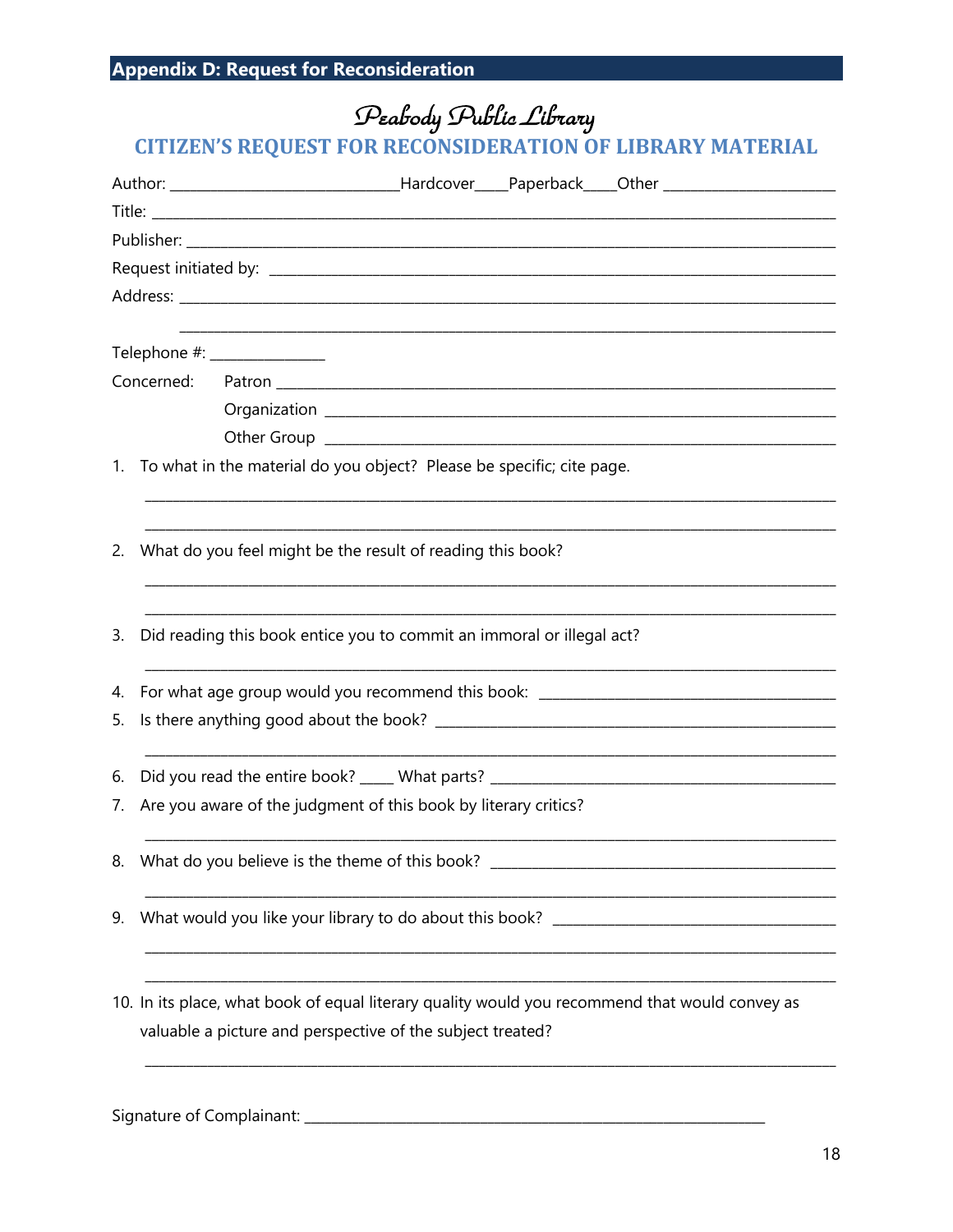## Appendix D: Request for Reconsideration

# Peabody Public Library

## CITIZEN'S REQUEST FOR RECONSIDERATION OF LIBRARY MATERIAL

Author: ______________________________Hardcover____Paperback____Other ______________________

Title: ________________________________________________________________________________________

Publisher: ____________________________________________________________________________________

Request initiated by: ___________________________________________________________________________

Address: ______________________________________________________________________________________

_______________________________________________________________________________________________

Telephone #: _______________

Concerned: Patron _________________________________________________________________________

Organization _________________________________________________________________________

Other Group _________________________________________________________________________

1. To what in the material do you object? Please be specific; cite page.

   _______________________________________________________________________________________________

   _______________________________________________________________________________________________

2. What do you feel might be the result of reading this book?

   _______________________________________________________________________________________________

   _______________________________________________________________________________________________

3. Did reading this book entice you to commit an immoral or illegal act?

   _______________________________________________________________________________________________

4. For what age group would you recommend this book: ________________________________________
5. Is there anything good about the book? _______________________________________________________

   _______________________________________________________________________________________________

6. Did you read the entire book? _____ What parts? ____________________________________________
7. Are you aware of the judgment of this book by literary critics?

   _______________________________________________________________________________________________

8. What do you believe is the theme of this book? _______________________________________________

   _______________________________________________________________________________________________

9. What would you like your library to do about this book? _____________________________________

   _______________________________________________________________________________________________

   _______________________________________________________________________________________________

10. In its place, what book of equal literary quality would you recommend that would convey as valuable a picture and perspective of the subject treated?

    _______________________________________________________________________________________________

Signature of Complainant: ________________________________________________________________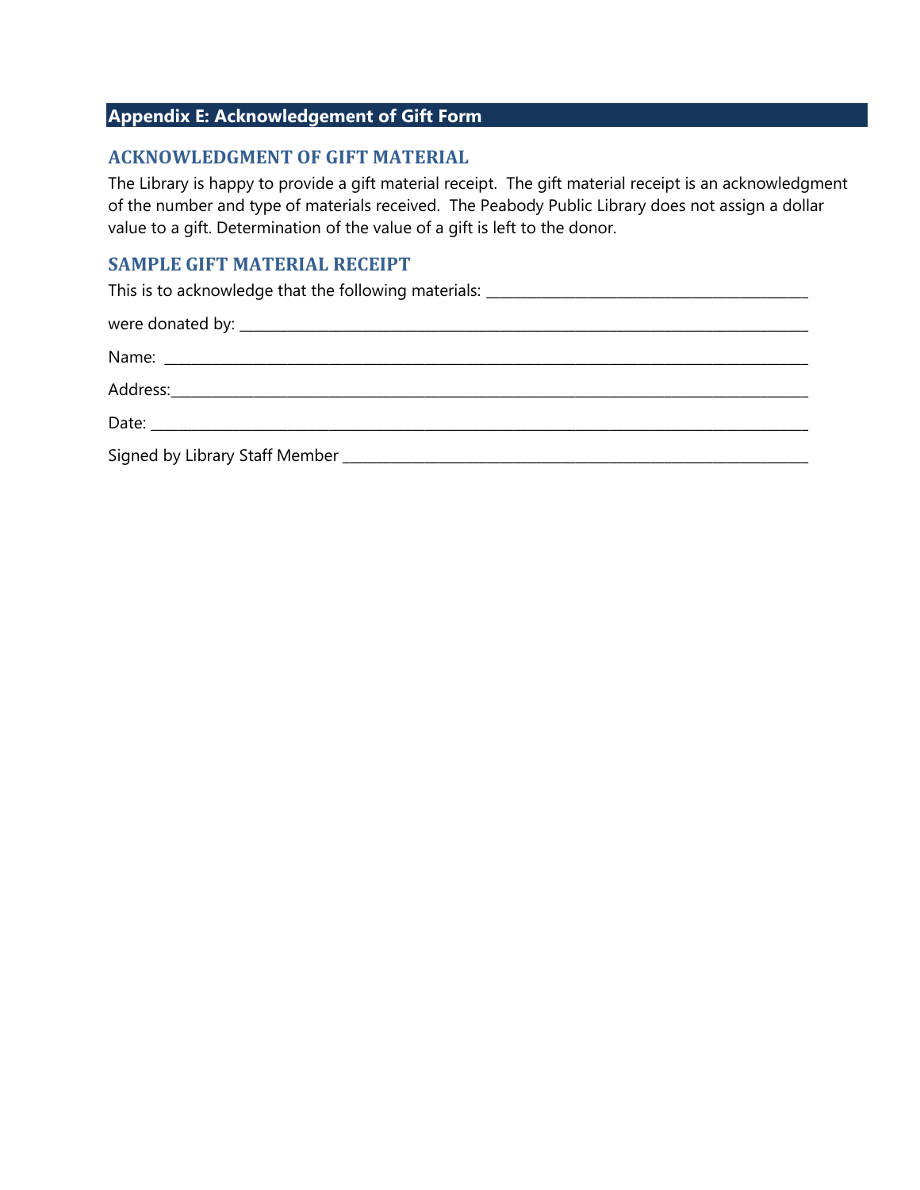## Appendix E: Acknowledgement of Gift Form

### ACKNOWLEDGMENT OF GIFT MATERIAL

The Library is happy to provide a gift material receipt. The gift material receipt is an acknowledgment of the number and type of materials received. The Peabody Public Library does not assign a dollar value to a gift. Determination of the value of a gift is left to the donor.

### SAMPLE GIFT MATERIAL RECEIPT

This is to acknowledge that the following materials: ___________________________________________

were donated by: ___________________________________________________________________________

Name: _________________________________________________________________________________

Address:_______________________________________________________________________________

Date: __________________________________________________________________________________

Signed by Library Staff Member _____________________________________________________________